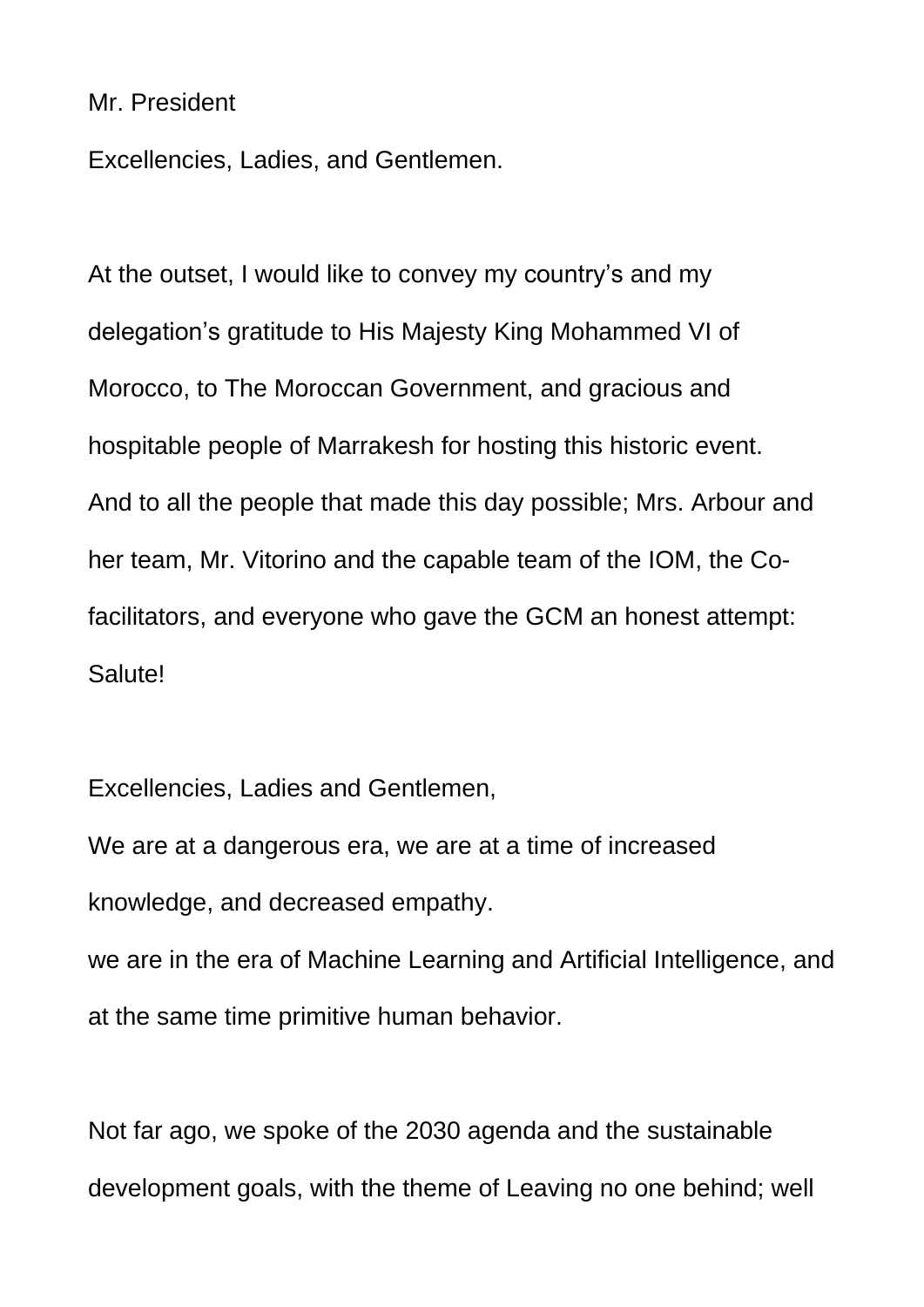Mr. President

Excellencies, Ladies, and Gentlemen.

At the outset, I would like to convey my country's and my delegation's gratitude to His Majesty King Mohammed VI of Morocco, to The Moroccan Government, and gracious and hospitable people of Marrakesh for hosting this historic event.
And to all the people that made this day possible; Mrs. Arbour and her team, Mr. Vitorino and the capable team of the IOM, the Co-facilitators, and everyone who gave the GCM an honest attempt: Salute!

Excellencies, Ladies and Gentlemen,
We are at a dangerous era, we are at a time of increased knowledge, and decreased empathy.
we are in the era of Machine Learning and Artificial Intelligence, and at the same time primitive human behavior.

Not far ago, we spoke of the 2030 agenda and the sustainable development goals, with the theme of Leaving no one behind; well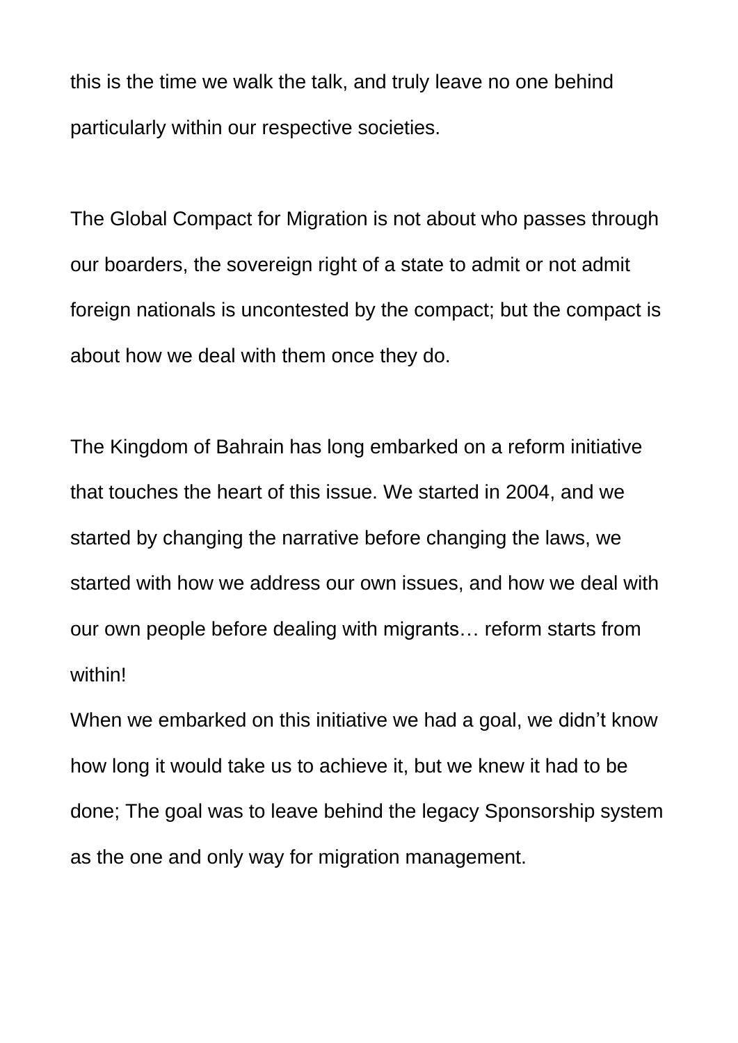this is the time we walk the talk, and truly leave no one behind particularly within our respective societies.

The Global Compact for Migration is not about who passes through our boarders, the sovereign right of a state to admit or not admit foreign nationals is uncontested by the compact; but the compact is about how we deal with them once they do.

The Kingdom of Bahrain has long embarked on a reform initiative that touches the heart of this issue. We started in 2004, and we started by changing the narrative before changing the laws, we started with how we address our own issues, and how we deal with our own people before dealing with migrants… reform starts from within!

When we embarked on this initiative we had a goal, we didn't know how long it would take us to achieve it, but we knew it had to be done; The goal was to leave behind the legacy Sponsorship system as the one and only way for migration management.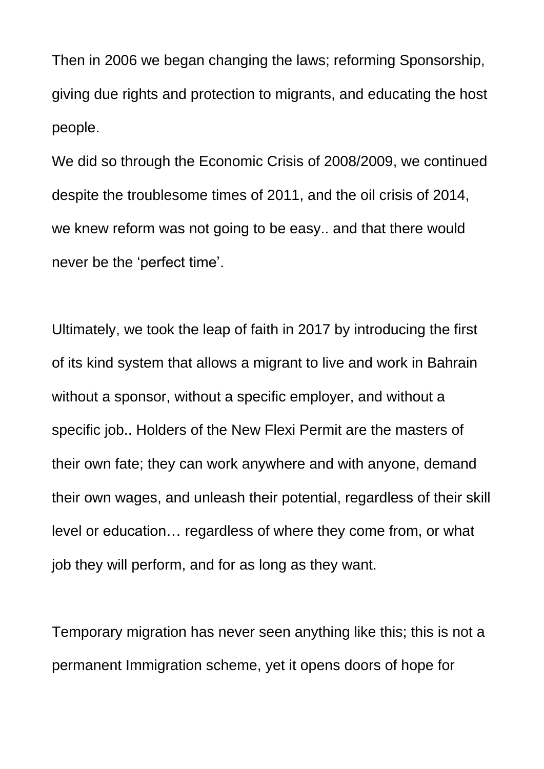Then in 2006 we began changing the laws; reforming Sponsorship, giving due rights and protection to migrants, and educating the host people.
We did so through the Economic Crisis of 2008/2009, we continued despite the troublesome times of 2011, and the oil crisis of 2014, we knew reform was not going to be easy.. and that there would never be the 'perfect time'.

Ultimately, we took the leap of faith in 2017 by introducing the first of its kind system that allows a migrant to live and work in Bahrain without a sponsor, without a specific employer, and without a specific job.. Holders of the New Flexi Permit are the masters of their own fate; they can work anywhere and with anyone, demand their own wages, and unleash their potential, regardless of their skill level or education… regardless of where they come from, or what job they will perform, and for as long as they want.

Temporary migration has never seen anything like this; this is not a permanent Immigration scheme, yet it opens doors of hope for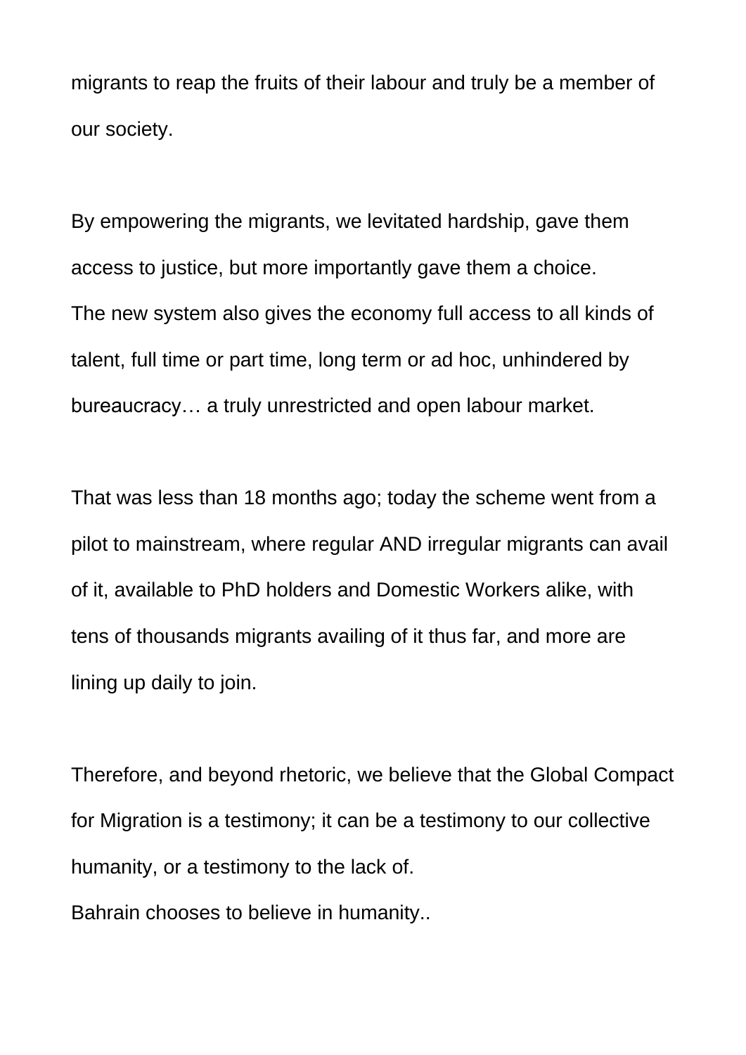migrants to reap the fruits of their labour and truly be a member of our society.

By empowering the migrants, we levitated hardship, gave them access to justice, but more importantly gave them a choice.
The new system also gives the economy full access to all kinds of talent, full time or part time, long term or ad hoc, unhindered by bureaucracy… a truly unrestricted and open labour market.

That was less than 18 months ago; today the scheme went from a pilot to mainstream, where regular AND irregular migrants can avail of it, available to PhD holders and Domestic Workers alike, with tens of thousands migrants availing of it thus far, and more are lining up daily to join.

Therefore, and beyond rhetoric, we believe that the Global Compact for Migration is a testimony; it can be a testimony to our collective humanity, or a testimony to the lack of.
Bahrain chooses to believe in humanity..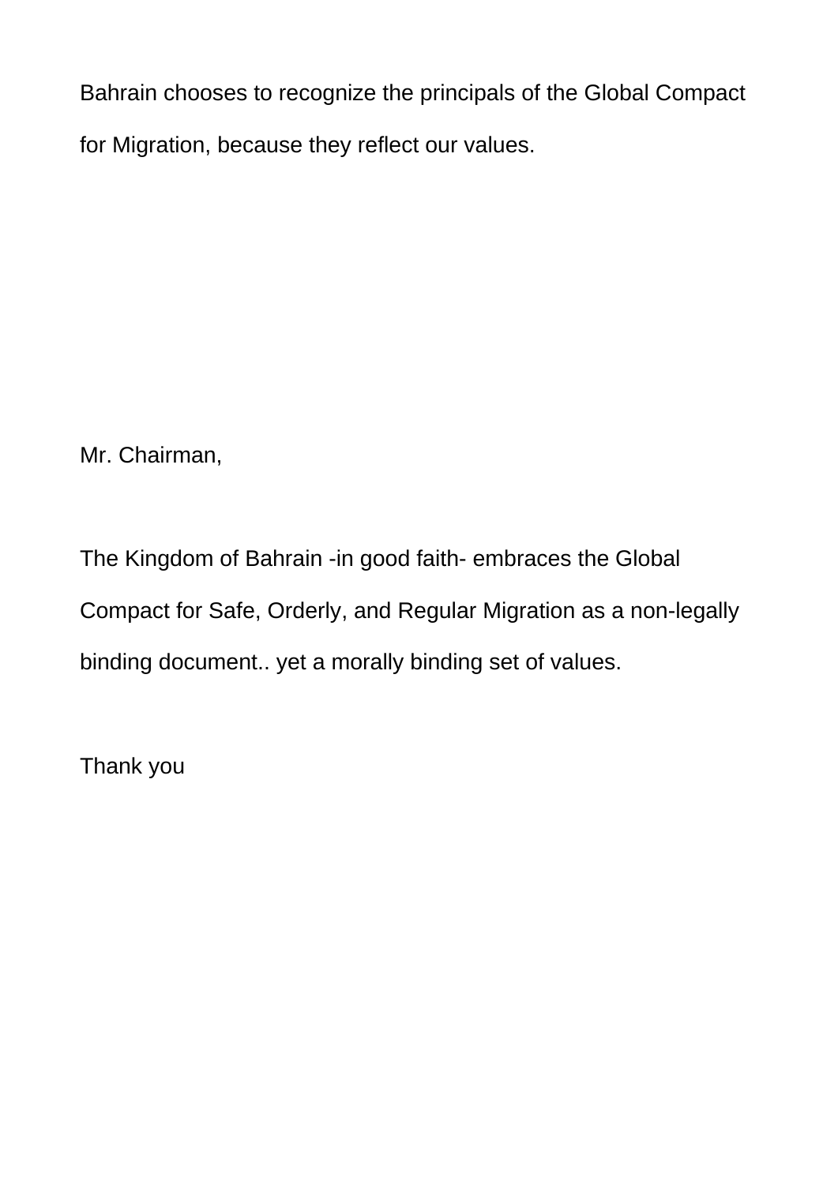Bahrain chooses to recognize the principals of the Global Compact for Migration, because they reflect our values.

Mr. Chairman,

The Kingdom of Bahrain -in good faith- embraces the Global Compact for Safe, Orderly, and Regular Migration as a non-legally binding document.. yet a morally binding set of values.

Thank you